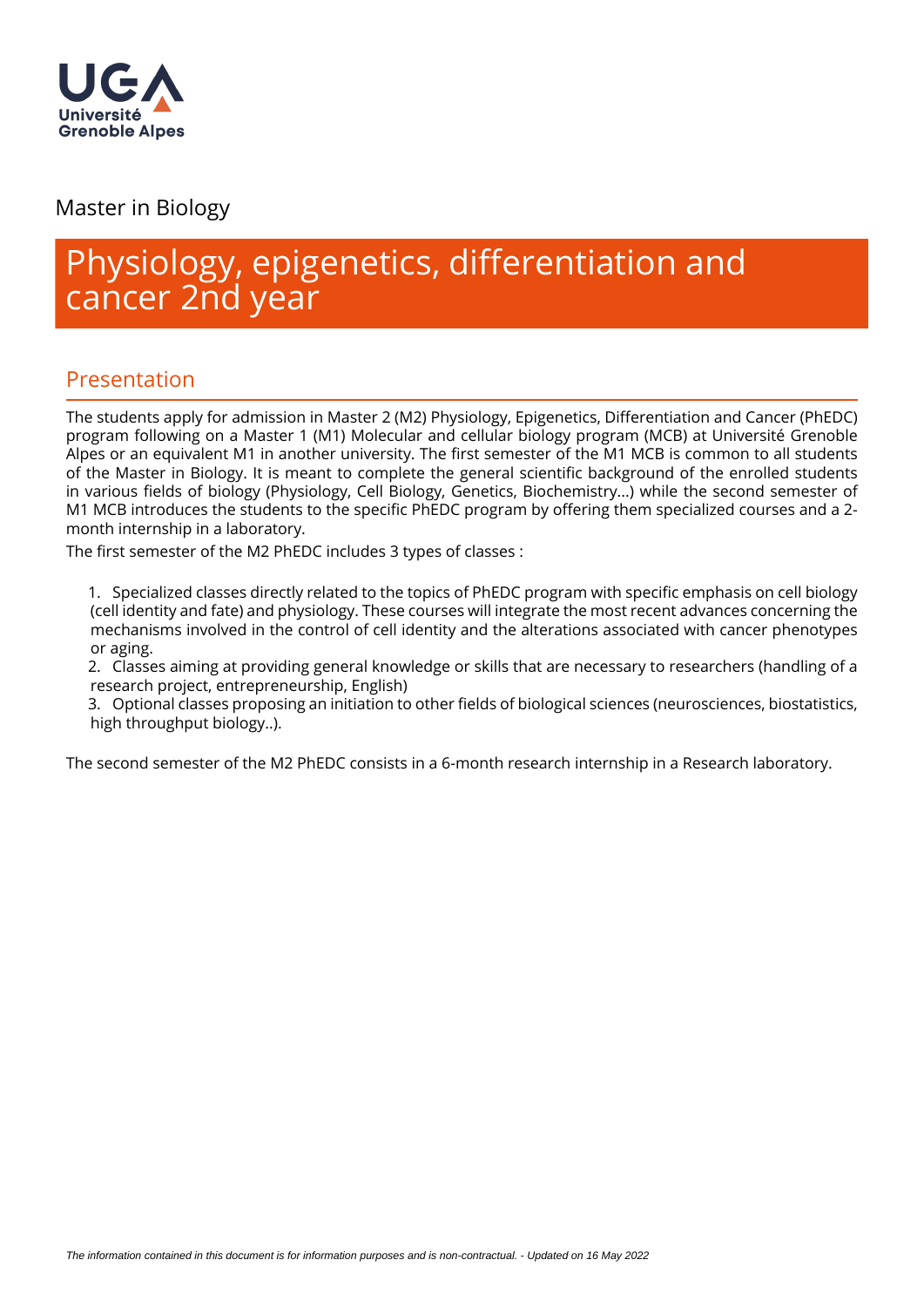Université Grenoble Alpes

Master in Biology

# Physiology, epigenetics, differentiation and cancer 2nd year

## Presentation

The students apply for admission in Master 2 (M2) Physiology, Epigenetics, Differentiation and Cancer (PhEDC) program following on a Master 1 (M1) Molecular and cellular biology program (MCB) at Université Grenoble Alpes or an equivalent M1 in another university. The first semester of the M1 MCB is common to all students of the Master in Biology. It is meant to complete the general scientific background of the enrolled students in various fields of biology (Physiology, Cell Biology, Genetics, Biochemistry…) while the second semester of M1 MCB introduces the students to the specific PhEDC program by offering them specialized courses and a 2-month internship in a laboratory.

The first semester of the M2 PhEDC includes 3 types of classes :

1. Specialized classes directly related to the topics of PhEDC program with specific emphasis on cell biology (cell identity and fate) and physiology. These courses will integrate the most recent advances concerning the mechanisms involved in the control of cell identity and the alterations associated with cancer phenotypes or aging.
2. Classes aiming at providing general knowledge or skills that are necessary to researchers (handling of a research project, entrepreneurship, English)
3. Optional classes proposing an initiation to other fields of biological sciences (neurosciences, biostatistics, high throughput biology..).

The second semester of the M2 PhEDC consists in a 6-month research internship in a Research laboratory.

*The information contained in this document is for information purposes and is non-contractual. - Updated on 16 May 2022*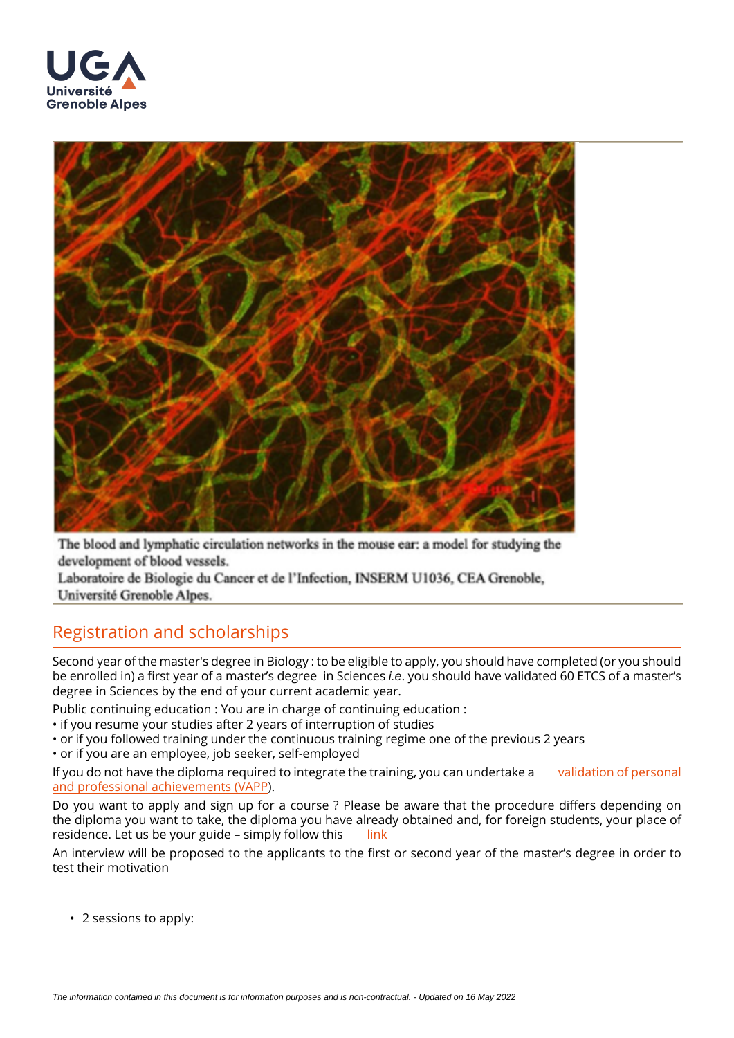The blood and lymphatic circulation networks in the mouse ear: a model for studying the development of blood vessels.
Laboratoire de Biologie du Cancer et de l'Infection, INSERM U1036, CEA Grenoble, Université Grenoble Alpes.

## Registration and scholarships

Second year of the master's degree in Biology : to be eligible to apply, you should have completed (or you should be enrolled in) a first year of a master's degree in Sciences *i.e*. you should have validated 60 ETCS of a master's degree in Sciences by the end of your current academic year.

Public continuing education : You are in charge of continuing education :
• if you resume your studies after 2 years of interruption of studies
• or if you followed training under the continuous training regime one of the previous 2 years
• or if you are an employee, job seeker, self-employed

If you do not have the diploma required to integrate the training, you can undertake a validation of personal and professional achievements (VAPP).

Do you want to apply and sign up for a course ? Please be aware that the procedure differs depending on the diploma you want to take, the diploma you have already obtained and, for foreign students, your place of residence. Let us be your guide – simply follow this link

An interview will be proposed to the applicants to the first or second year of the master's degree in order to test their motivation

- 2 sessions to apply: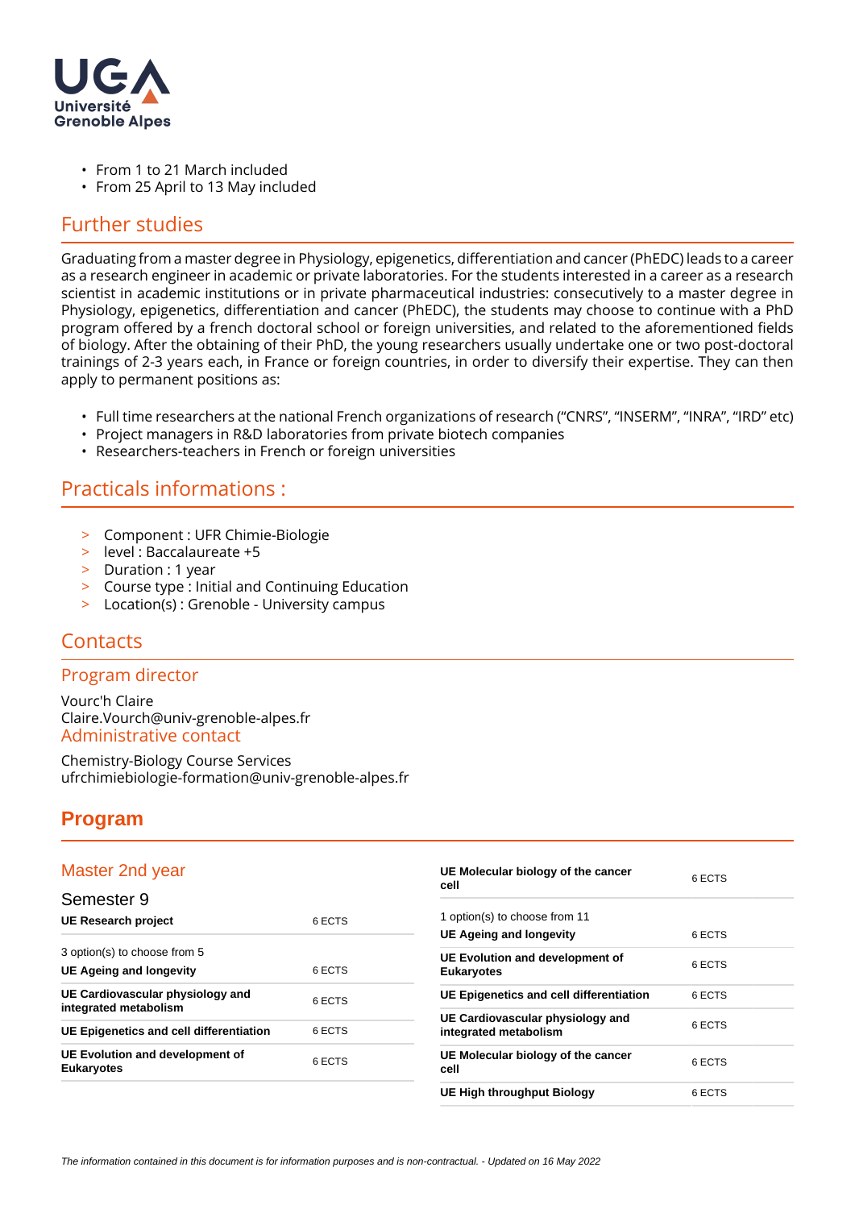- From 1 to 21 March included
- From 25 April to 13 May included

## Further studies

Graduating from a master degree in Physiology, epigenetics, differentiation and cancer (PhEDC) leads to a career as a research engineer in academic or private laboratories. For the students interested in a career as a research scientist in academic institutions or in private pharmaceutical industries: consecutively to a master degree in Physiology, epigenetics, differentiation and cancer (PhEDC), the students may choose to continue with a PhD program offered by a french doctoral school or foreign universities, and related to the aforementioned fields of biology. After the obtaining of their PhD, the young researchers usually undertake one or two post-doctoral trainings of 2-3 years each, in France or foreign countries, in order to diversify their expertise. They can then apply to permanent positions as:

- Full time researchers at the national French organizations of research ("CNRS", "INSERM", "INRA", "IRD" etc)
- Project managers in R&D laboratories from private biotech companies
- Researchers-teachers in French or foreign universities

## Practicals informations :

- Component : UFR Chimie-Biologie
- level : Baccalaureate +5
- Duration : 1 year
- Course type : Initial and Continuing Education
- Location(s) : Grenoble - University campus

## Contacts

### Program director

Vourc'h Claire
Claire.Vourch@univ-grenoble-alpes.fr

### Administrative contact

Chemistry-Biology Course Services
ufrchimiebiologie-formation@univ-grenoble-alpes.fr

## Program

### Master 2nd year

#### Semester 9

| | |
|---|---|
| **UE Research project** | 6 ECTS |
| 3 option(s) to choose from 5 | |
| **UE Ageing and longevity** | 6 ECTS |
| **UE Cardiovascular physiology and integrated metabolism** | 6 ECTS |
| **UE Epigenetics and cell differentiation** | 6 ECTS |
| **UE Evolution and development of Eukaryotes** | 6 ECTS |
| **UE Molecular biology of the cancer cell** | 6 ECTS |
| 1 option(s) to choose from 11 | |
| **UE Ageing and longevity** | 6 ECTS |
| **UE Evolution and development of Eukaryotes** | 6 ECTS |
| **UE Epigenetics and cell differentiation** | 6 ECTS |
| **UE Cardiovascular physiology and integrated metabolism** | 6 ECTS |
| **UE Molecular biology of the cancer cell** | 6 ECTS |
| **UE High throughput Biology** | 6 ECTS |

*The information contained in this document is for information purposes and is non-contractual. - Updated on 16 May 2022*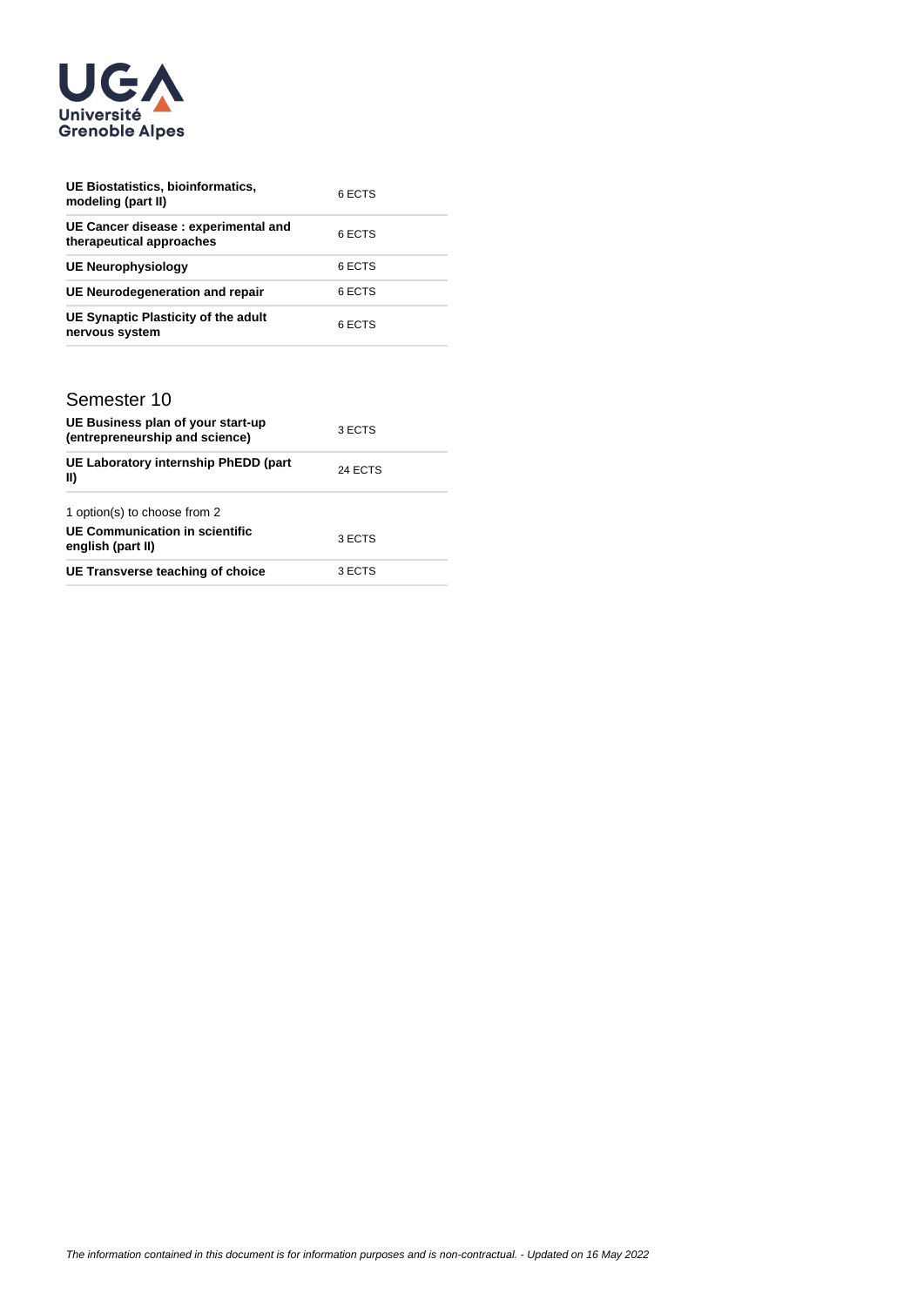| | |
|---|---|
| **UE Biostatistics, bioinformatics, modeling (part II)** | 6 ECTS |
| **UE Cancer disease : experimental and therapeutical approaches** | 6 ECTS |
| **UE Neurophysiology** | 6 ECTS |
| **UE Neurodegeneration and repair** | 6 ECTS |
| **UE Synaptic Plasticity of the adult nervous system** | 6 ECTS |

## Semester 10

| | |
|---|---|
| **UE Business plan of your start-up (entrepreneurship and science)** | 3 ECTS |
| **UE Laboratory internship PhEDD (part II)** | 24 ECTS |

1 option(s) to choose from 2

| | |
|---|---|
| **UE Communication in scientific english (part II)** | 3 ECTS |
| **UE Transverse teaching of choice** | 3 ECTS |

*The information contained in this document is for information purposes and is non-contractual. - Updated on 16 May 2022*